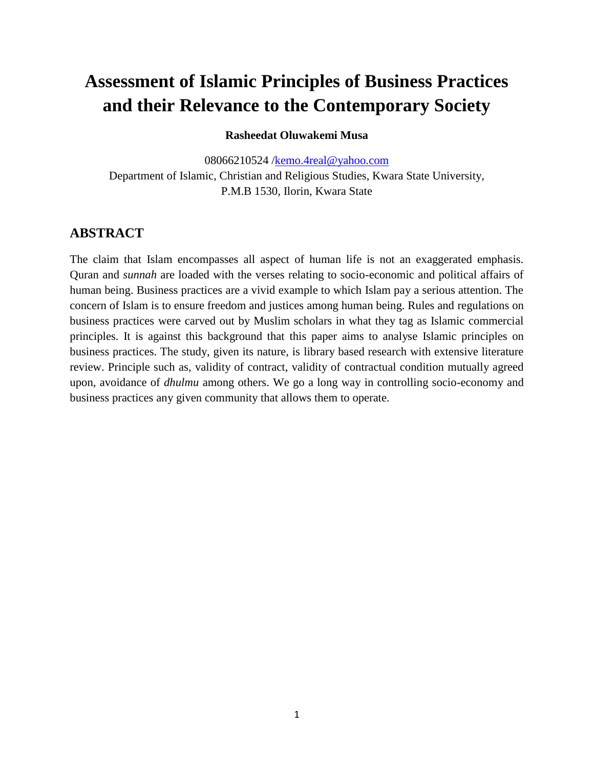# Assessment of Islamic Principles of Business Practices and their Relevance to the Contemporary Society

**Rasheedat Oluwakemi Musa**

08066210524 /kemo.4real@yahoo.com

Department of Islamic, Christian and Religious Studies, Kwara State University, P.M.B 1530, Ilorin, Kwara State

## ABSTRACT

The claim that Islam encompasses all aspect of human life is not an exaggerated emphasis. Quran and *sunnah* are loaded with the verses relating to socio-economic and political affairs of human being. Business practices are a vivid example to which Islam pay a serious attention. The concern of Islam is to ensure freedom and justices among human being. Rules and regulations on business practices were carved out by Muslim scholars in what they tag as Islamic commercial principles. It is against this background that this paper aims to analyse Islamic principles on business practices. The study, given its nature, is library based research with extensive literature review. Principle such as, validity of contract, validity of contractual condition mutually agreed upon, avoidance of *dhulmu* among others. We go a long way in controlling socio-economy and business practices any given community that allows them to operate.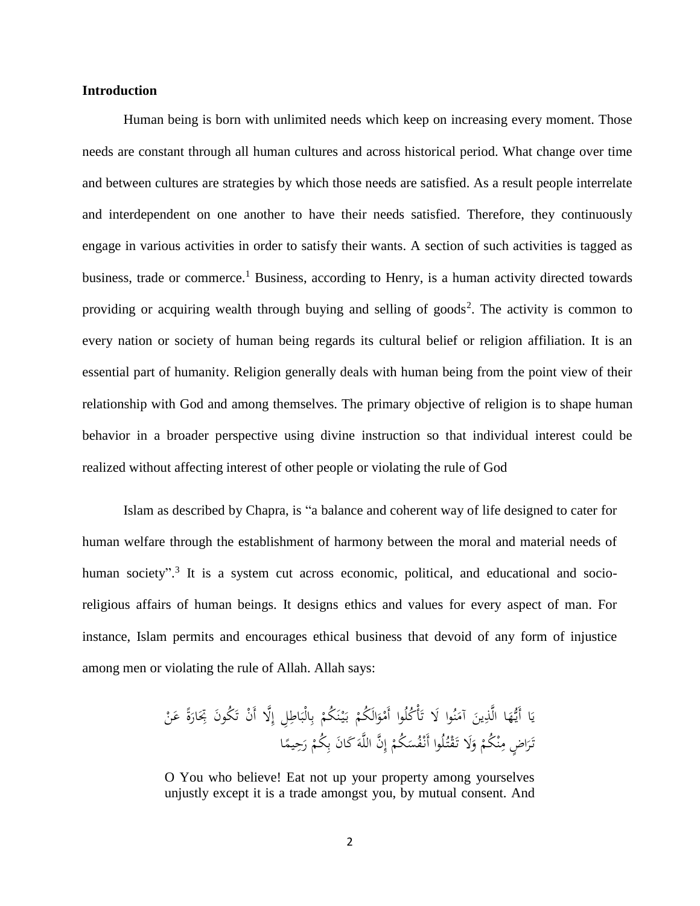**Introduction**

Human being is born with unlimited needs which keep on increasing every moment. Those needs are constant through all human cultures and across historical period. What change over time and between cultures are strategies by which those needs are satisfied. As a result people interrelate and interdependent on one another to have their needs satisfied. Therefore, they continuously engage in various activities in order to satisfy their wants. A section of such activities is tagged as business, trade or commerce.[1] Business, according to Henry, is a human activity directed towards providing or acquiring wealth through buying and selling of goods[2]. The activity is common to every nation or society of human being regards its cultural belief or religion affiliation. It is an essential part of humanity. Religion generally deals with human being from the point view of their relationship with God and among themselves. The primary objective of religion is to shape human behavior in a broader perspective using divine instruction so that individual interest could be realized without affecting interest of other people or violating the rule of God

Islam as described by Chapra, is "a balance and coherent way of life designed to cater for human welfare through the establishment of harmony between the moral and material needs of human society".[3] It is a system cut across economic, political, and educational and socio-religious affairs of human beings. It designs ethics and values for every aspect of man. For instance, Islam permits and encourages ethical business that devoid of any form of injustice among men or violating the rule of Allah. Allah says:

يَا أَيُّهَا الَّذِينَ آمَنُوا لَا تَأْكُلُوا أَمْوَالَكُمْ بَيْنَكُمْ بِالْبَاطِلِ إِلَّا أَنْ تَكُونَ تِجَارَةً عَنْ تَرَاضٍ مِنْكُمْ وَلَا تَقْتُلُوا أَنْفُسَكُمْ إِنَّ اللَّهَ كَانَ بِكُمْ رَحِيمًا

> O You who believe! Eat not up your property among yourselves unjustly except it is a trade amongst you, by mutual consent. And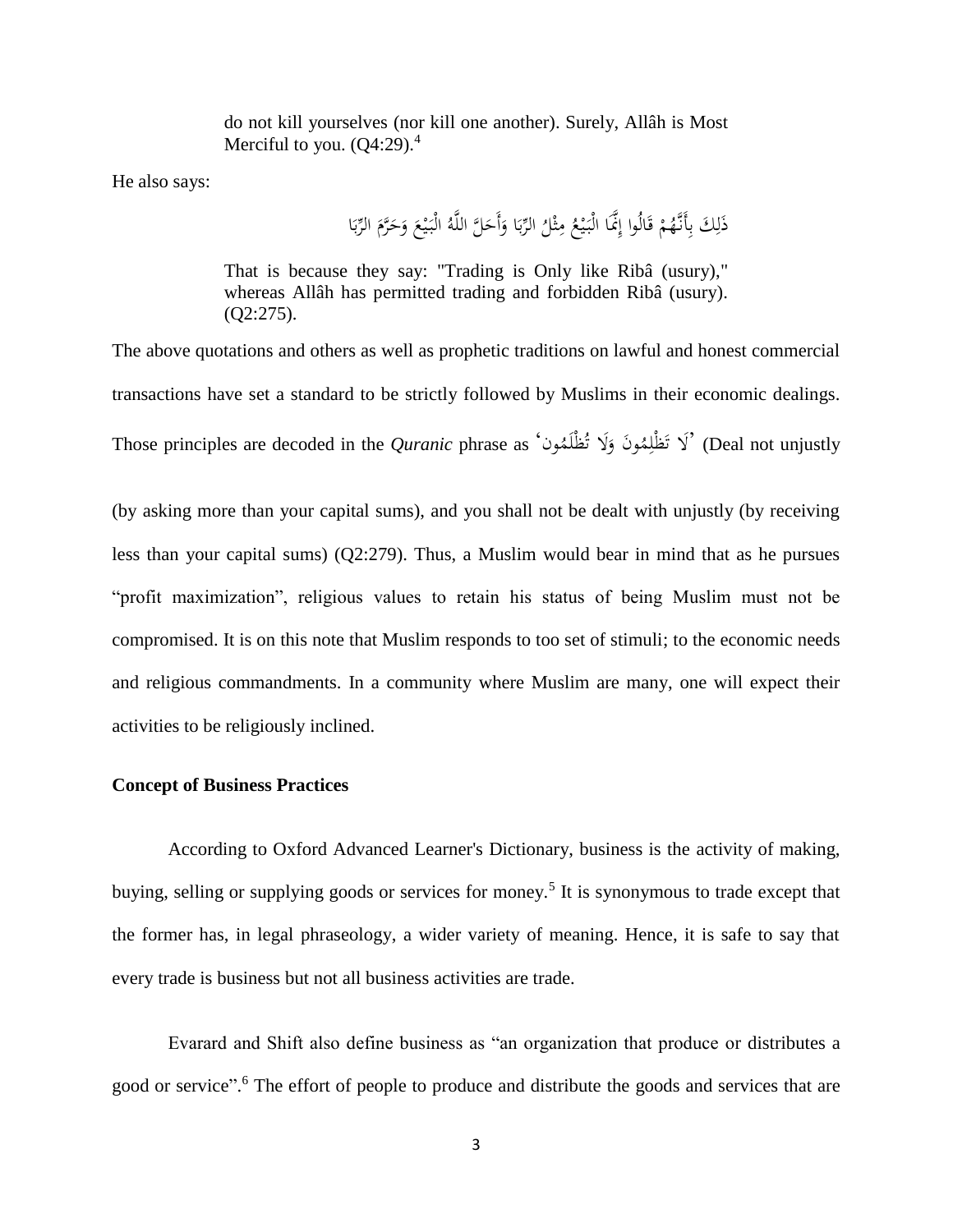> do not kill yourselves (nor kill one another). Surely, Allâh is Most Merciful to you. (Q4:29).[4]

He also says:

> ذَلِكَ بِأَنَّهُمْ قَالُوا إِنَّمَا الْبَيْعُ مِثْلُ الرِّبَا وَأَحَلَّ اللَّهُ الْبَيْعَ وَحَرَّمَ الرِّبَا
>
> That is because they say: "Trading is Only like Ribâ (usury)," whereas Allâh has permitted trading and forbidden Ribâ (usury). (Q2:275).

The above quotations and others as well as prophetic traditions on lawful and honest commercial transactions have set a standard to be strictly followed by Muslims in their economic dealings. Those principles are decoded in the *Quranic* phrase as 'لَا تَظْلِمُونَ وَلَا تُظْلَمُون' (Deal not unjustly (by asking more than your capital sums), and you shall not be dealt with unjustly (by receiving less than your capital sums) (Q2:279). Thus, a Muslim would bear in mind that as he pursues "profit maximization", religious values to retain his status of being Muslim must not be compromised. It is on this note that Muslim responds to too set of stimuli; to the economic needs and religious commandments. In a community where Muslim are many, one will expect their activities to be religiously inclined.

**Concept of Business Practices**

According to Oxford Advanced Learner's Dictionary, business is the activity of making, buying, selling or supplying goods or services for money.[5] It is synonymous to trade except that the former has, in legal phraseology, a wider variety of meaning. Hence, it is safe to say that every trade is business but not all business activities are trade.

Evarard and Shift also define business as "an organization that produce or distributes a good or service".[6] The effort of people to produce and distribute the goods and services that are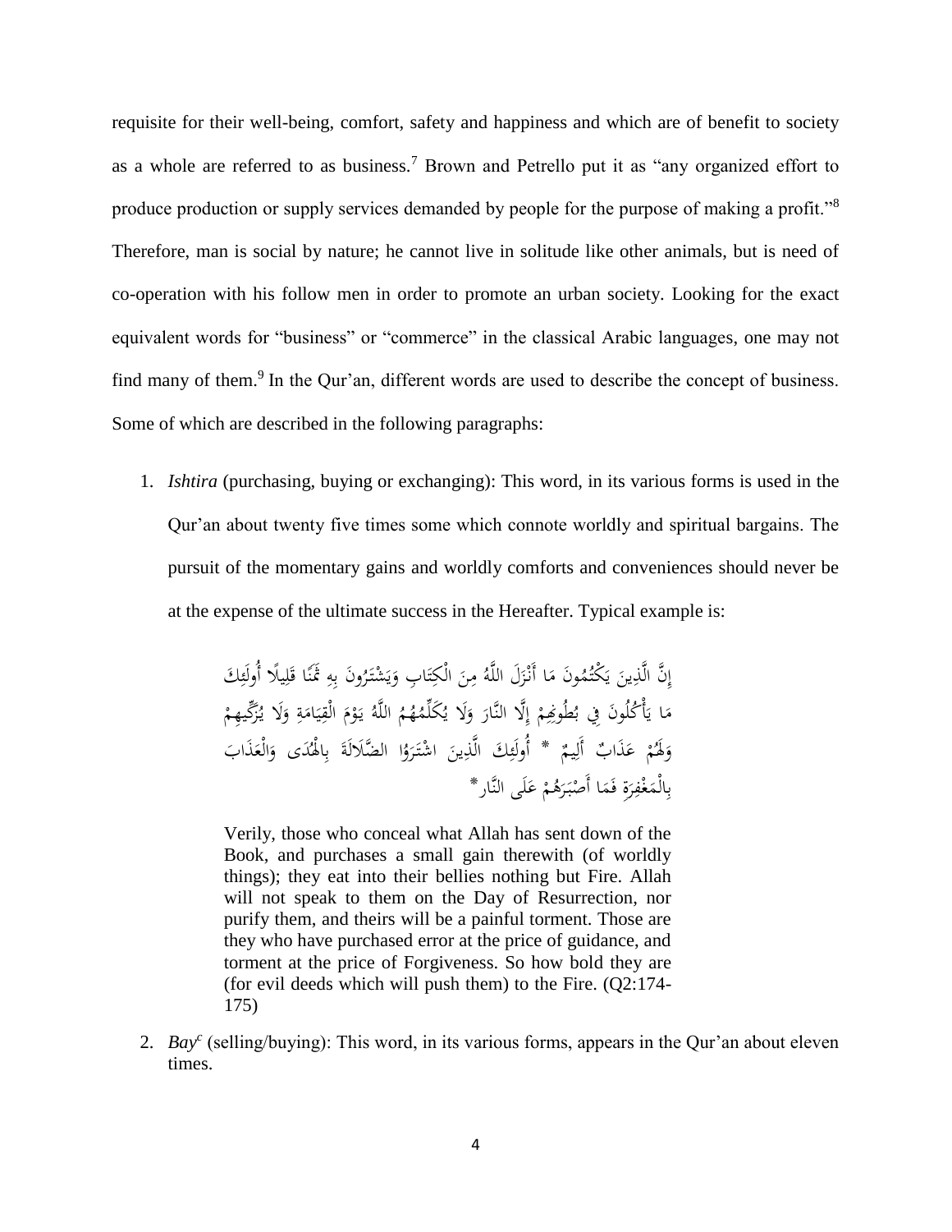requisite for their well-being, comfort, safety and happiness and which are of benefit to society as a whole are referred to as business.[7] Brown and Petrello put it as "any organized effort to produce production or supply services demanded by people for the purpose of making a profit."[8] Therefore, man is social by nature; he cannot live in solitude like other animals, but is need of co-operation with his follow men in order to promote an urban society. Looking for the exact equivalent words for "business" or "commerce" in the classical Arabic languages, one may not find many of them.[9] In the Qur'an, different words are used to describe the concept of business. Some of which are described in the following paragraphs:

1. *Ishtira* (purchasing, buying or exchanging): This word, in its various forms is used in the Qur'an about twenty five times some which connote worldly and spiritual bargains. The pursuit of the momentary gains and worldly comforts and conveniences should never be at the expense of the ultimate success in the Hereafter. Typical example is:

   > إِنَّ الَّذِينَ يَكْتُمُونَ مَا أَنْزَلَ اللَّهُ مِنَ الْكِتَابِ وَيَشْتَرُونَ بِهِ ثَمَنًا قَلِيلًا أُولَئِكَ مَا يَأْكُلُونَ فِي بُطُونِهِمْ إِلَّا النَّارَ وَلَا يُكَلِّمُهُمُ اللَّهُ يَوْمَ الْقِيَامَةِ وَلَا يُزَكِّيهِمْ وَلَهُمْ عَذَابٌ أَلِيمٌ * أُولَئِكَ الَّذِينَ اشْتَرَوُا الضَّلَالَةَ بِالْهُدَى وَالْعَذَابَ بِالْمَغْفِرَةِ فَمَا أَصْبَرَهُمْ عَلَى النَّارِ*
   >
   > Verily, those who conceal what Allah has sent down of the Book, and purchases a small gain therewith (of worldly things); they eat into their bellies nothing but Fire. Allah will not speak to them on the Day of Resurrection, nor purify them, and theirs will be a painful torment. Those are they who have purchased error at the price of guidance, and torment at the price of Forgiveness. So how bold they are (for evil deeds which will push them) to the Fire. (Q2:174-175)

2. *Bay*[c] (selling/buying): This word, in its various forms, appears in the Qur'an about eleven times.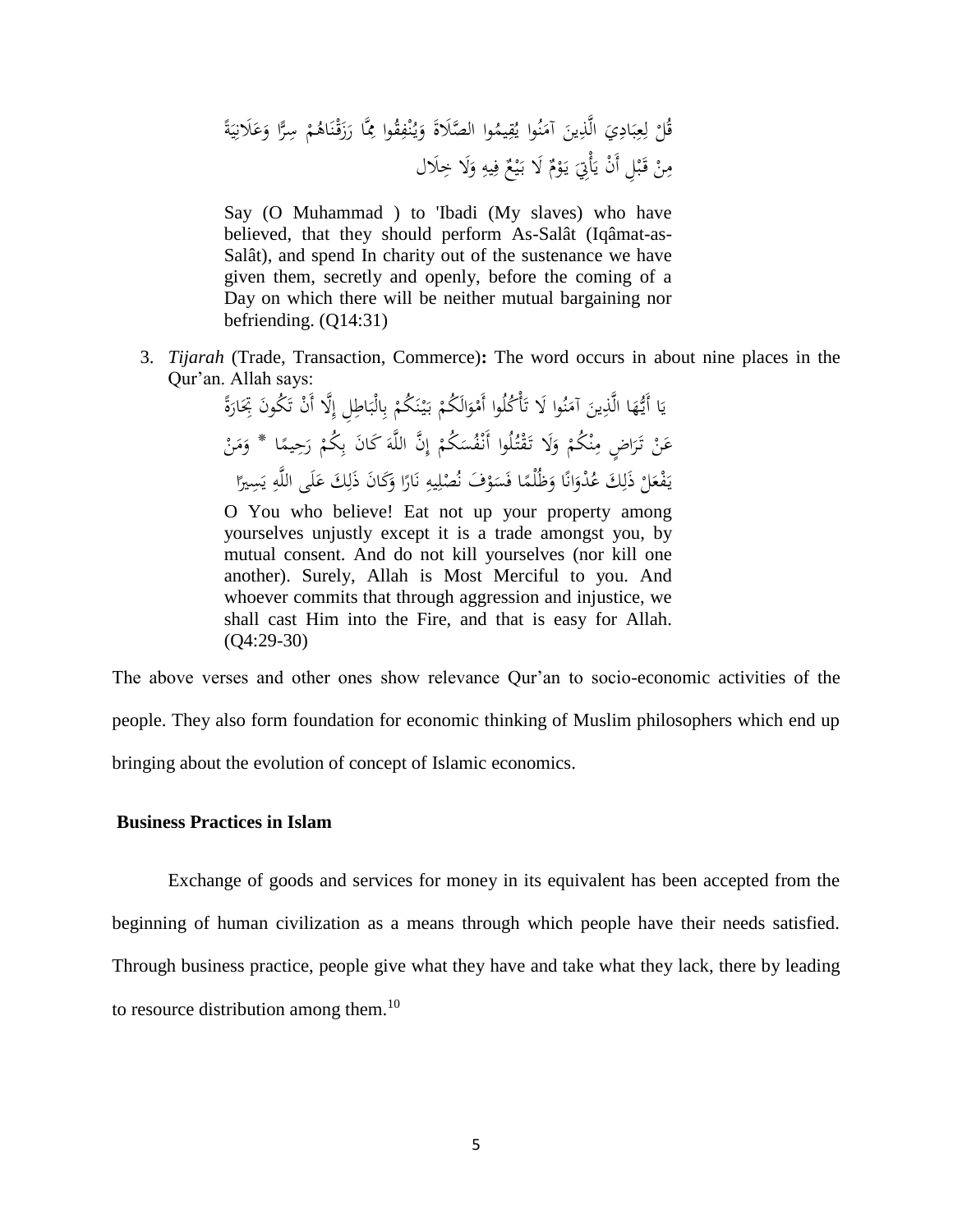قُلْ لِعِبَادِيَ الَّذِينَ آمَنُوا يُقِيمُوا الصَّلَاةَ وَيُنْفِقُوا مِمَّا رَزَقْنَاهُمْ سِرًّا وَعَلَانِيَةً مِنْ قَبْلِ أَنْ يَأْتِيَ يَوْمٌ لَا بَيْعٌ فِيهِ وَلَا خِلَال

> Say (O Muhammad ) to 'Ibadi (My slaves) who have believed, that they should perform As-Salât (Iqâmat-as-Salât), and spend In charity out of the sustenance we have given them, secretly and openly, before the coming of a Day on which there will be neither mutual bargaining nor befriending. (Q14:31)

3. *Tijarah* (Trade, Transaction, Commerce)**:** The word occurs in about nine places in the Qur'an. Allah says:

يَا أَيُّهَا الَّذِينَ آمَنُوا لَا تَأْكُلُوا أَمْوَالَكُمْ بَيْنَكُمْ بِالْبَاطِلِ إِلَّا أَنْ تَكُونَ تِجَارَةً عَنْ تَرَاضٍ مِنْكُمْ وَلَا تَقْتُلُوا أَنْفُسَكُمْ إِنَّ اللَّهَ كَانَ بِكُمْ رَحِيمًا * وَمَنْ يَفْعَلْ ذَلِكَ عُدْوَانًا وَظُلْمًا فَسَوْفَ نُصْلِيهِ نَارًا وَكَانَ ذَلِكَ عَلَى اللَّهِ يَسِيرًا

> O You who believe! Eat not up your property among yourselves unjustly except it is a trade amongst you, by mutual consent. And do not kill yourselves (nor kill one another). Surely, Allah is Most Merciful to you. And whoever commits that through aggression and injustice, we shall cast Him into the Fire, and that is easy for Allah. (Q4:29-30)

The above verses and other ones show relevance Qur'an to socio-economic activities of the people. They also form foundation for economic thinking of Muslim philosophers which end up bringing about the evolution of concept of Islamic economics.

## Business Practices in Islam

Exchange of goods and services for money in its equivalent has been accepted from the beginning of human civilization as a means through which people have their needs satisfied. Through business practice, people give what they have and take what they lack, there by leading to resource distribution among them.[10]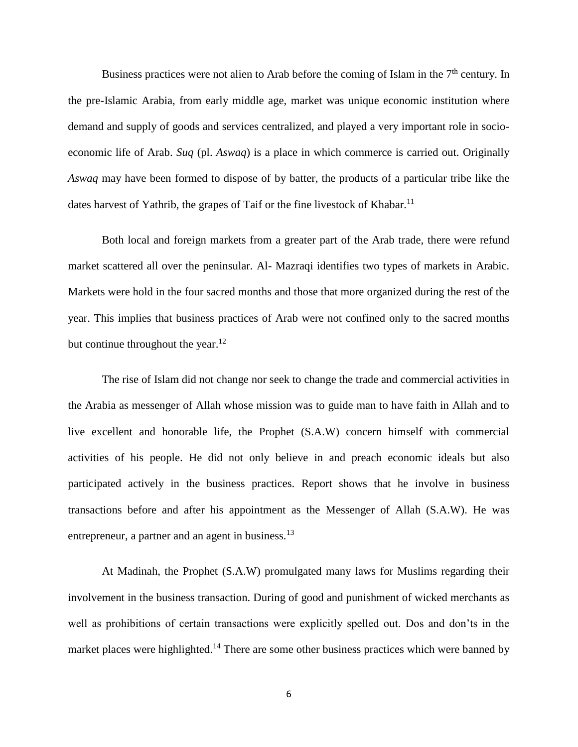Business practices were not alien to Arab before the coming of Islam in the 7th century. In the pre-Islamic Arabia, from early middle age, market was unique economic institution where demand and supply of goods and services centralized, and played a very important role in socio-economic life of Arab. *Suq* (pl. *Aswaq*) is a place in which commerce is carried out. Originally *Aswaq* may have been formed to dispose of by batter, the products of a particular tribe like the dates harvest of Yathrib, the grapes of Taif or the fine livestock of Khabar.[11]

Both local and foreign markets from a greater part of the Arab trade, there were refund market scattered all over the peninsular. Al- Mazraqi identifies two types of markets in Arabic. Markets were hold in the four sacred months and those that more organized during the rest of the year. This implies that business practices of Arab were not confined only to the sacred months but continue throughout the year.[12]

The rise of Islam did not change nor seek to change the trade and commercial activities in the Arabia as messenger of Allah whose mission was to guide man to have faith in Allah and to live excellent and honorable life, the Prophet (S.A.W) concern himself with commercial activities of his people. He did not only believe in and preach economic ideals but also participated actively in the business practices. Report shows that he involve in business transactions before and after his appointment as the Messenger of Allah (S.A.W). He was entrepreneur, a partner and an agent in business.[13]

At Madinah, the Prophet (S.A.W) promulgated many laws for Muslims regarding their involvement in the business transaction. During of good and punishment of wicked merchants as well as prohibitions of certain transactions were explicitly spelled out. Dos and don'ts in the market places were highlighted.[14] There are some other business practices which were banned by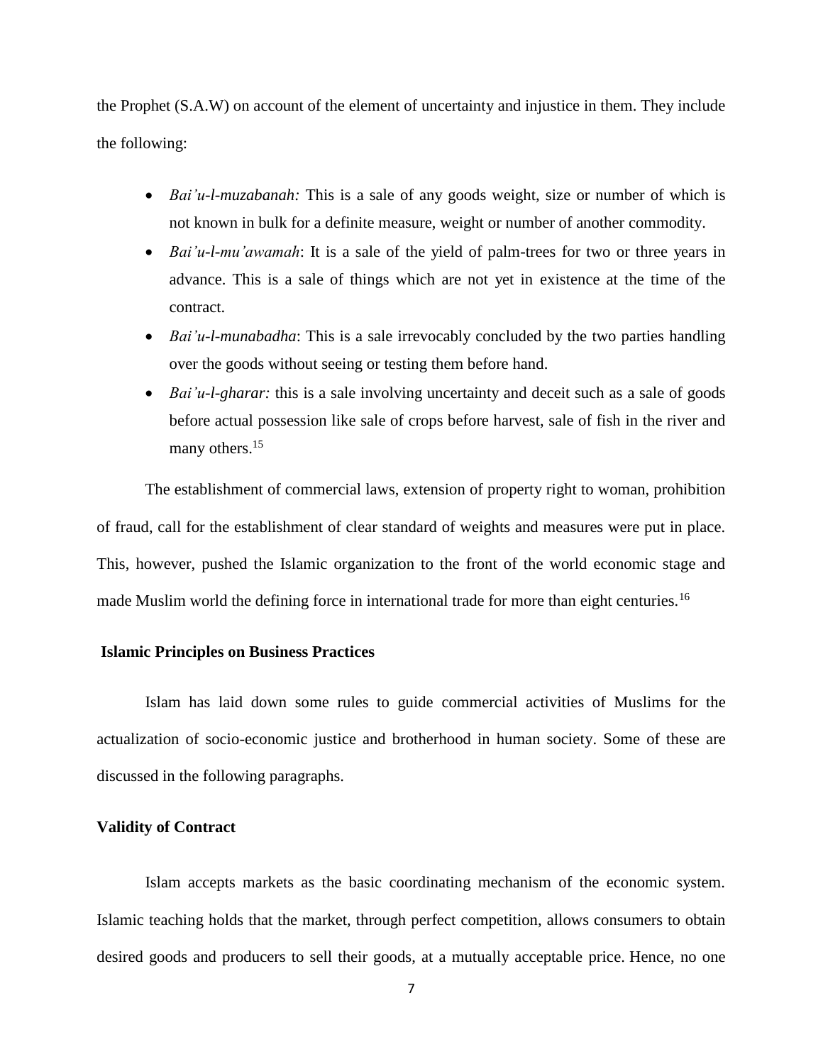the Prophet (S.A.W) on account of the element of uncertainty and injustice in them. They include the following:

- *Bai'u-l-muzabanah:* This is a sale of any goods weight, size or number of which is not known in bulk for a definite measure, weight or number of another commodity.
- *Bai'u-l-mu'awamah*: It is a sale of the yield of palm-trees for two or three years in advance. This is a sale of things which are not yet in existence at the time of the contract.
- *Bai'u-l-munabadha*: This is a sale irrevocably concluded by the two parties handling over the goods without seeing or testing them before hand.
- *Bai'u-l-gharar:* this is a sale involving uncertainty and deceit such as a sale of goods before actual possession like sale of crops before harvest, sale of fish in the river and many others.[15]

The establishment of commercial laws, extension of property right to woman, prohibition of fraud, call for the establishment of clear standard of weights and measures were put in place. This, however, pushed the Islamic organization to the front of the world economic stage and made Muslim world the defining force in international trade for more than eight centuries.[16]

## Islamic Principles on Business Practices

Islam has laid down some rules to guide commercial activities of Muslims for the actualization of socio-economic justice and brotherhood in human society. Some of these are discussed in the following paragraphs.

### Validity of Contract

Islam accepts markets as the basic coordinating mechanism of the economic system. Islamic teaching holds that the market, through perfect competition, allows consumers to obtain desired goods and producers to sell their goods, at a mutually acceptable price. Hence, no one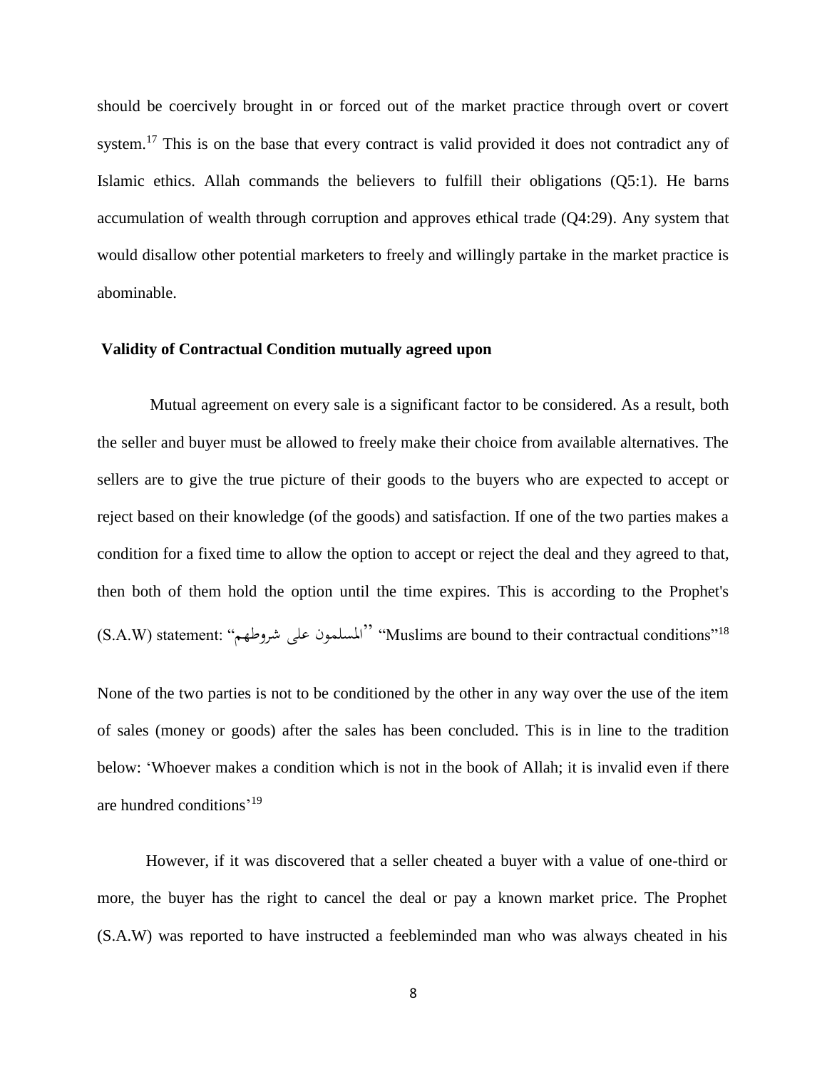should be coercively brought in or forced out of the market practice through overt or covert system.[17] This is on the base that every contract is valid provided it does not contradict any of Islamic ethics. Allah commands the believers to fulfill their obligations (Q5:1). He barns accumulation of wealth through corruption and approves ethical trade (Q4:29). Any system that would disallow other potential marketers to freely and willingly partake in the market practice is abominable.

**Validity of Contractual Condition mutually agreed upon**

Mutual agreement on every sale is a significant factor to be considered. As a result, both the seller and buyer must be allowed to freely make their choice from available alternatives. The sellers are to give the true picture of their goods to the buyers who are expected to accept or reject based on their knowledge (of the goods) and satisfaction. If one of the two parties makes a condition for a fixed time to allow the option to accept or reject the deal and they agreed to that, then both of them hold the option until the time expires. This is according to the Prophet's (S.A.W) statement: "المسلمون على شروطهم" "Muslims are bound to their contractual conditions"[18]

None of the two parties is not to be conditioned by the other in any way over the use of the item of sales (money or goods) after the sales has been concluded. This is in line to the tradition below: 'Whoever makes a condition which is not in the book of Allah; it is invalid even if there are hundred conditions'[19]

However, if it was discovered that a seller cheated a buyer with a value of one-third or more, the buyer has the right to cancel the deal or pay a known market price. The Prophet (S.A.W) was reported to have instructed a feebleminded man who was always cheated in his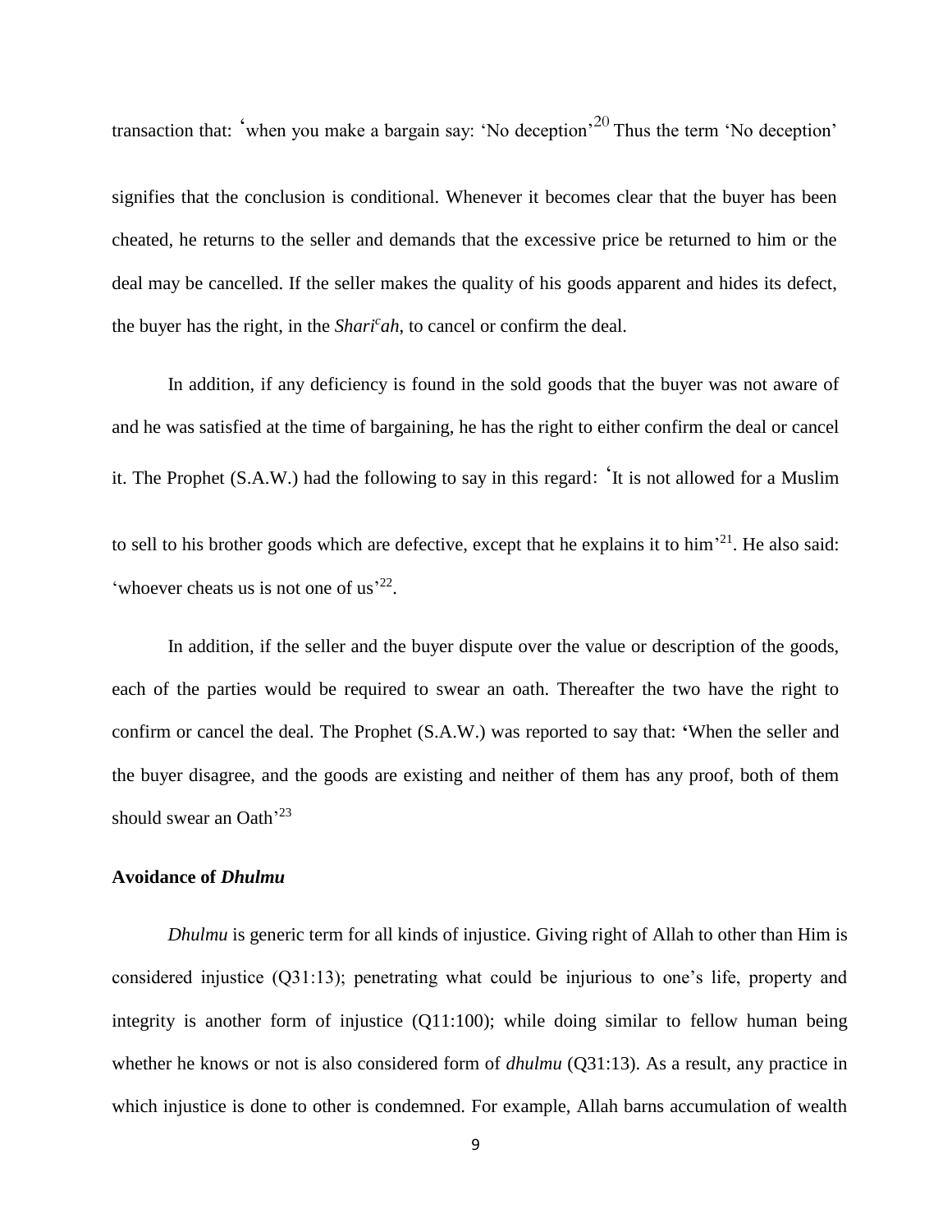transaction that: 'when you make a bargain say: 'No deception'[20] Thus the term 'No deception' signifies that the conclusion is conditional. Whenever it becomes clear that the buyer has been cheated, he returns to the seller and demands that the excessive price be returned to him or the deal may be cancelled. If the seller makes the quality of his goods apparent and hides its defect, the buyer has the right, in the *Shari^c^ah*, to cancel or confirm the deal.

In addition, if any deficiency is found in the sold goods that the buyer was not aware of and he was satisfied at the time of bargaining, he has the right to either confirm the deal or cancel it. The Prophet (S.A.W.) had the following to say in this regard: 'It is not allowed for a Muslim to sell to his brother goods which are defective, except that he explains it to him'[21]. He also said: 'whoever cheats us is not one of us'[22].

In addition, if the seller and the buyer dispute over the value or description of the goods, each of the parties would be required to swear an oath. Thereafter the two have the right to confirm or cancel the deal. The Prophet (S.A.W.) was reported to say that: 'When the seller and the buyer disagree, and the goods are existing and neither of them has any proof, both of them should swear an Oath'[23]

**Avoidance of *Dhulmu***

*Dhulmu* is generic term for all kinds of injustice. Giving right of Allah to other than Him is considered injustice (Q31:13); penetrating what could be injurious to one's life, property and integrity is another form of injustice (Q11:100); while doing similar to fellow human being whether he knows or not is also considered form of *dhulmu* (Q31:13). As a result, any practice in which injustice is done to other is condemned. For example, Allah barns accumulation of wealth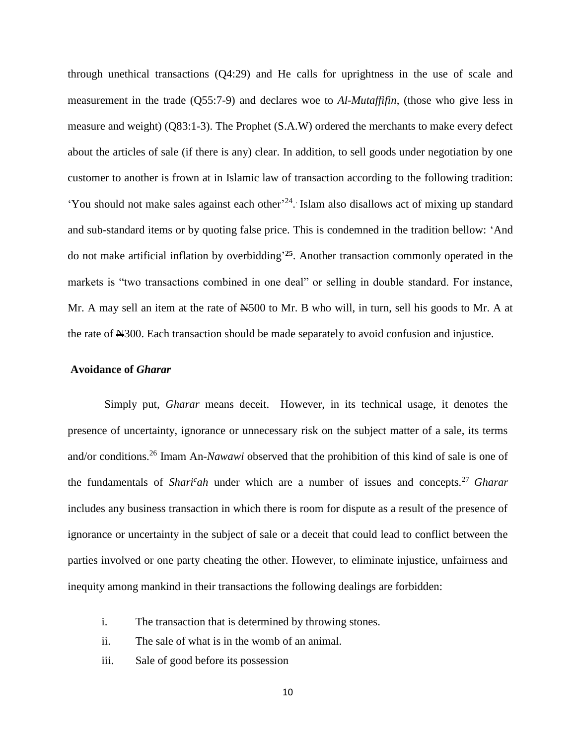through unethical transactions (Q4:29) and He calls for uprightness in the use of scale and measurement in the trade (Q55:7-9) and declares woe to *Al-Mutaffifin*, (those who give less in measure and weight) (Q83:1-3). The Prophet (S.A.W) ordered the merchants to make every defect about the articles of sale (if there is any) clear. In addition, to sell goods under negotiation by one customer to another is frown at in Islamic law of transaction according to the following tradition: 'You should not make sales against each other'[24]. Islam also disallows act of mixing up standard and sub-standard items or by quoting false price. This is condemned in the tradition bellow: 'And do not make artificial inflation by overbidding'[25]. Another transaction commonly operated in the markets is "two transactions combined in one deal" or selling in double standard. For instance, Mr. A may sell an item at the rate of ₦500 to Mr. B who will, in turn, sell his goods to Mr. A at the rate of ₦300. Each transaction should be made separately to avoid confusion and injustice.

**Avoidance of *Gharar***

Simply put, *Gharar* means deceit. However, in its technical usage, it denotes the presence of uncertainty, ignorance or unnecessary risk on the subject matter of a sale, its terms and/or conditions.[26] Imam An-*Nawawi* observed that the prohibition of this kind of sale is one of the fundamentals of *Shari$^c$ah* under which are a number of issues and concepts.[27] *Gharar* includes any business transaction in which there is room for dispute as a result of the presence of ignorance or uncertainty in the subject of sale or a deceit that could lead to conflict between the parties involved or one party cheating the other. However, to eliminate injustice, unfairness and inequity among mankind in their transactions the following dealings are forbidden:

i. The transaction that is determined by throwing stones.
ii. The sale of what is in the womb of an animal.
iii. Sale of good before its possession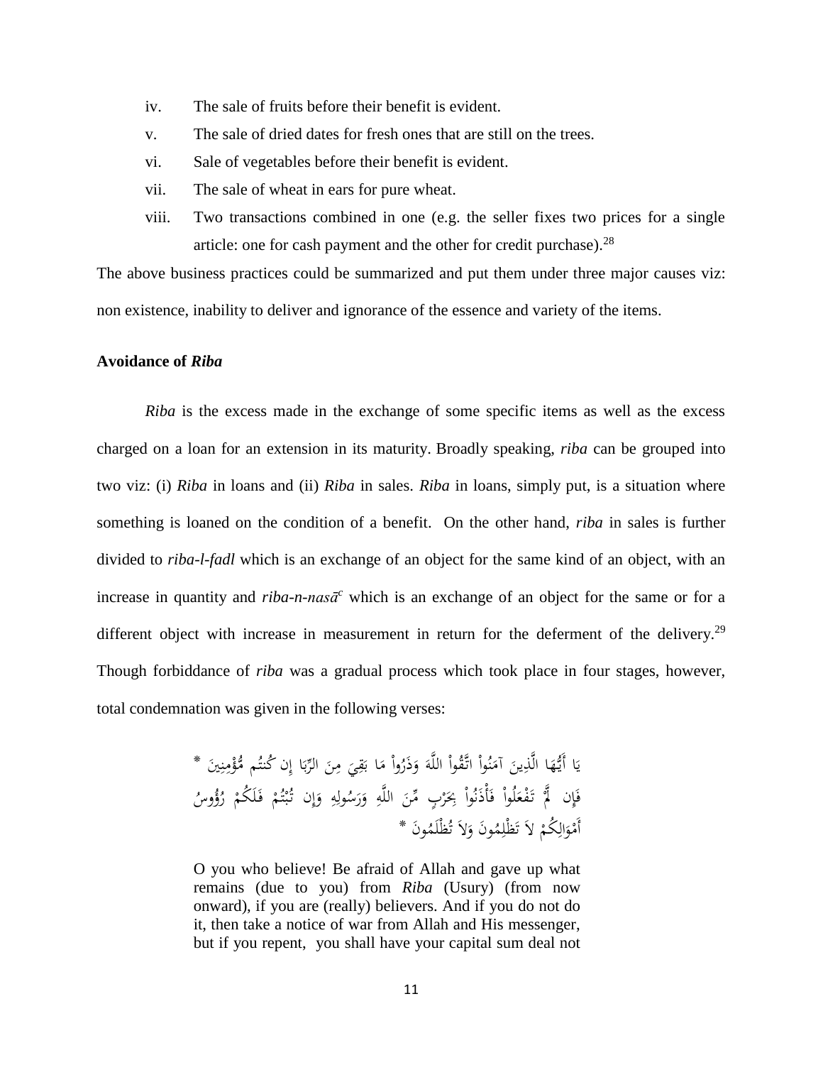iv. The sale of fruits before their benefit is evident.

v. The sale of dried dates for fresh ones that are still on the trees.

vi. Sale of vegetables before their benefit is evident.

vii. The sale of wheat in ears for pure wheat.

viii. Two transactions combined in one (e.g. the seller fixes two prices for a single article: one for cash payment and the other for credit purchase).[28]

The above business practices could be summarized and put them under three major causes viz: non existence, inability to deliver and ignorance of the essence and variety of the items.

**Avoidance of *Riba***

*Riba* is the excess made in the exchange of some specific items as well as the excess charged on a loan for an extension in its maturity. Broadly speaking, *riba* can be grouped into two viz: (i) *Riba* in loans and (ii) *Riba* in sales. *Riba* in loans, simply put, is a situation where something is loaned on the condition of a benefit. On the other hand, *riba* in sales is further divided to *riba-l-fadl* which is an exchange of an object for the same kind of an object, with an increase in quantity and *riba-n-nasā^c^* which is an exchange of an object for the same or for a different object with increase in measurement in return for the deferment of the delivery.[29] Though forbiddance of *riba* was a gradual process which took place in four stages, however, total condemnation was given in the following verses:

يَا أَيُّهَا الَّذِينَ آمَنُواْ اتَّقُواْ اللَّهَ وَذَرُواْ مَا بَقِيَ مِنَ الرِّبَا إِن كُنتُم مُّؤْمِنِينَ * فَإِن لَّمْ تَفْعَلُواْ فَأْذَنُواْ بِحَرْبٍ مِّنَ اللَّهِ وَرَسُولِهِ وَإِن تُبْتُمْ فَلَكُمْ رُؤُوسُ أَمْوَالِكُمْ لاَ تَظْلِمُونَ وَلاَ تُظْلَمُونَ *

> O you who believe! Be afraid of Allah and gave up what remains (due to you) from *Riba* (Usury) (from now onward), if you are (really) believers. And if you do not do it, then take a notice of war from Allah and His messenger, but if you repent, you shall have your capital sum deal not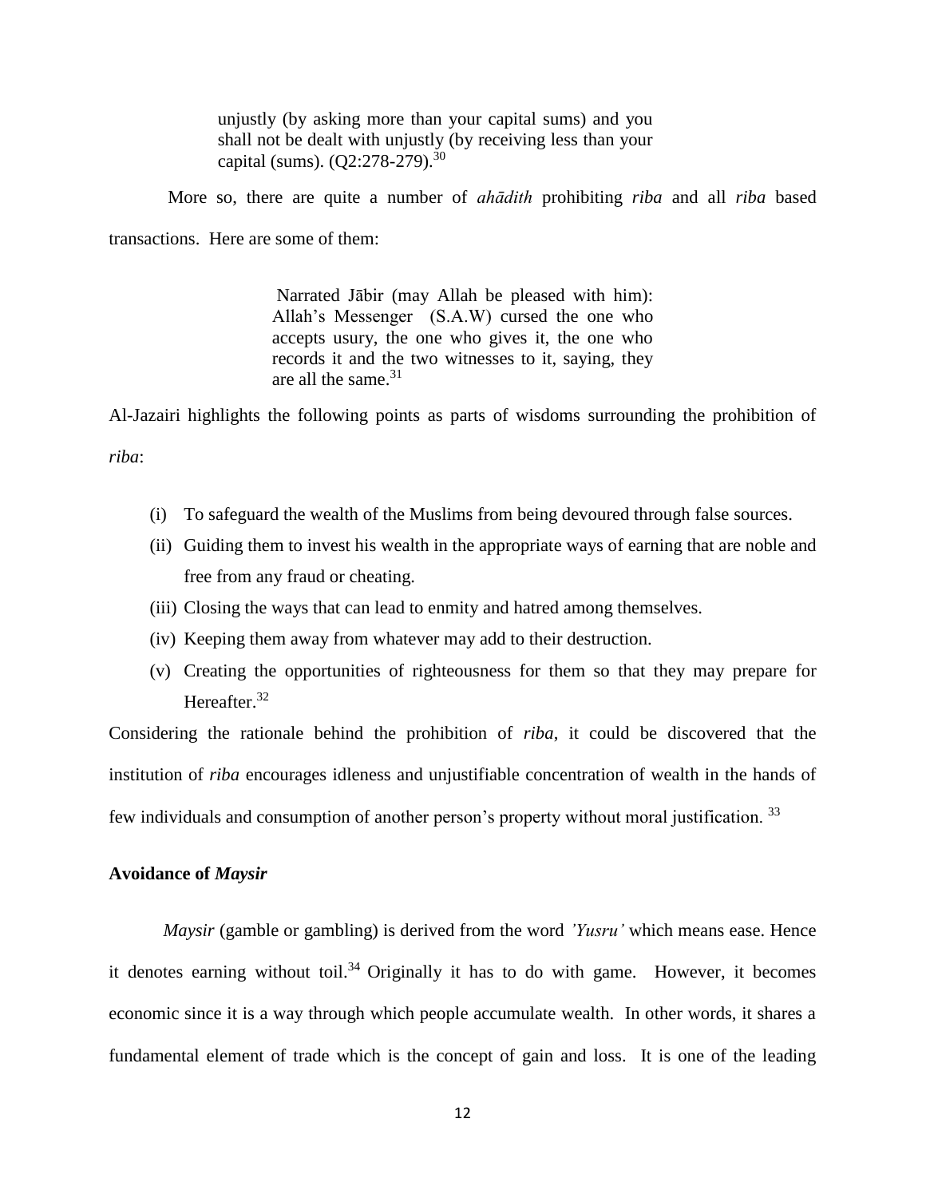> unjustly (by asking more than your capital sums) and you shall not be dealt with unjustly (by receiving less than your capital (sums). (Q2:278-279).[30]

More so, there are quite a number of *ahādith* prohibiting *riba* and all *riba* based transactions. Here are some of them:

> Narrated Jābir (may Allah be pleased with him): Allah's Messenger (S.A.W) cursed the one who accepts usury, the one who gives it, the one who records it and the two witnesses to it, saying, they are all the same.[31]

Al-Jazairi highlights the following points as parts of wisdoms surrounding the prohibition of *riba*:

(i) To safeguard the wealth of the Muslims from being devoured through false sources.

(ii) Guiding them to invest his wealth in the appropriate ways of earning that are noble and free from any fraud or cheating.

(iii) Closing the ways that can lead to enmity and hatred among themselves.

(iv) Keeping them away from whatever may add to their destruction.

(v) Creating the opportunities of righteousness for them so that they may prepare for Hereafter.[32]

Considering the rationale behind the prohibition of *riba*, it could be discovered that the institution of *riba* encourages idleness and unjustifiable concentration of wealth in the hands of few individuals and consumption of another person's property without moral justification. [33]

### Avoidance of *Maysir*

*Maysir* (gamble or gambling) is derived from the word *'Yusru'* which means ease. Hence it denotes earning without toil.[34] Originally it has to do with game. However, it becomes economic since it is a way through which people accumulate wealth. In other words, it shares a fundamental element of trade which is the concept of gain and loss. It is one of the leading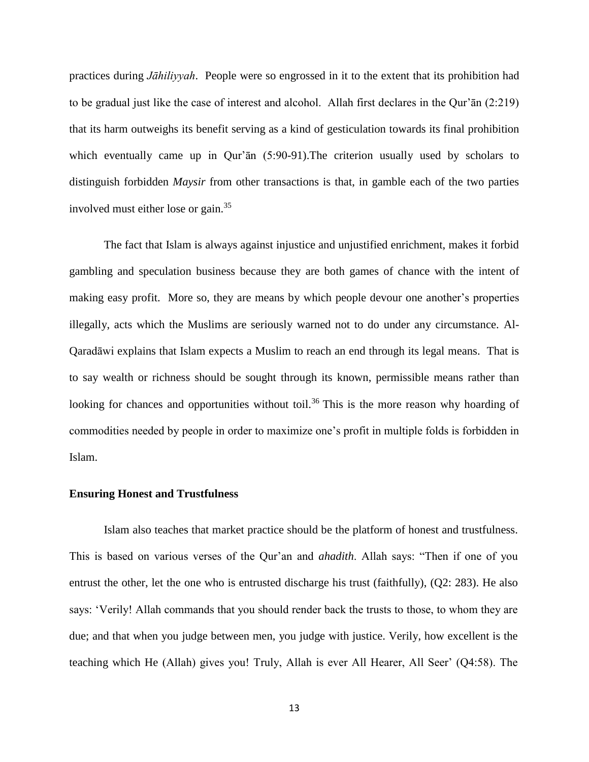practices during *Jāhiliyyah*. People were so engrossed in it to the extent that its prohibition had to be gradual just like the case of interest and alcohol. Allah first declares in the Qur'ān (2:219) that its harm outweighs its benefit serving as a kind of gesticulation towards its final prohibition which eventually came up in Qur'ān (5:90-91).The criterion usually used by scholars to distinguish forbidden *Maysir* from other transactions is that, in gamble each of the two parties involved must either lose or gain.[35]

The fact that Islam is always against injustice and unjustified enrichment, makes it forbid gambling and speculation business because they are both games of chance with the intent of making easy profit. More so, they are means by which people devour one another's properties illegally, acts which the Muslims are seriously warned not to do under any circumstance. Al-Qaradāwi explains that Islam expects a Muslim to reach an end through its legal means. That is to say wealth or richness should be sought through its known, permissible means rather than looking for chances and opportunities without toil.[36] This is the more reason why hoarding of commodities needed by people in order to maximize one's profit in multiple folds is forbidden in Islam.

**Ensuring Honest and Trustfulness**

Islam also teaches that market practice should be the platform of honest and trustfulness. This is based on various verses of the Qur'an and *ahadith*. Allah says: "Then if one of you entrust the other, let the one who is entrusted discharge his trust (faithfully), (Q2: 283). He also says: 'Verily! Allah commands that you should render back the trusts to those, to whom they are due; and that when you judge between men, you judge with justice. Verily, how excellent is the teaching which He (Allah) gives you! Truly, Allah is ever All Hearer, All Seer' (Q4:58). The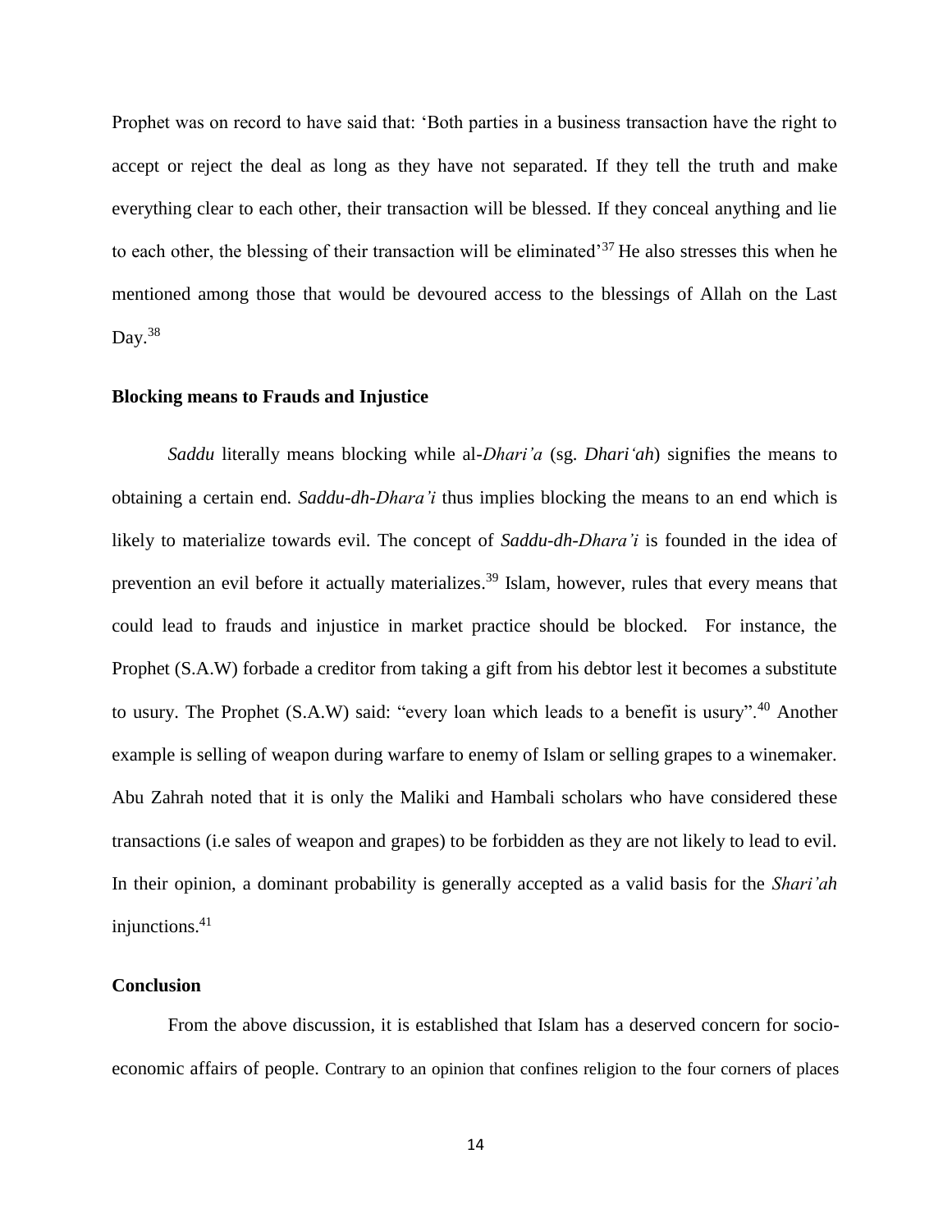Prophet was on record to have said that: 'Both parties in a business transaction have the right to accept or reject the deal as long as they have not separated. If they tell the truth and make everything clear to each other, their transaction will be blessed. If they conceal anything and lie to each other, the blessing of their transaction will be eliminated'[37] He also stresses this when he mentioned among those that would be devoured access to the blessings of Allah on the Last Day.[38]

### Blocking means to Frauds and Injustice

*Saddu* literally means blocking while al-*Dhari'a* (sg. *Dhari'ah*) signifies the means to obtaining a certain end. *Saddu-dh-Dhara'i* thus implies blocking the means to an end which is likely to materialize towards evil. The concept of *Saddu-dh-Dhara'i* is founded in the idea of prevention an evil before it actually materializes.[39] Islam, however, rules that every means that could lead to frauds and injustice in market practice should be blocked. For instance, the Prophet (S.A.W) forbade a creditor from taking a gift from his debtor lest it becomes a substitute to usury. The Prophet (S.A.W) said: "every loan which leads to a benefit is usury".[40] Another example is selling of weapon during warfare to enemy of Islam or selling grapes to a winemaker. Abu Zahrah noted that it is only the Maliki and Hambali scholars who have considered these transactions (i.e sales of weapon and grapes) to be forbidden as they are not likely to lead to evil. In their opinion, a dominant probability is generally accepted as a valid basis for the *Shari'ah* injunctions.[41]

### Conclusion

From the above discussion, it is established that Islam has a deserved concern for socio-economic affairs of people. Contrary to an opinion that confines religion to the four corners of places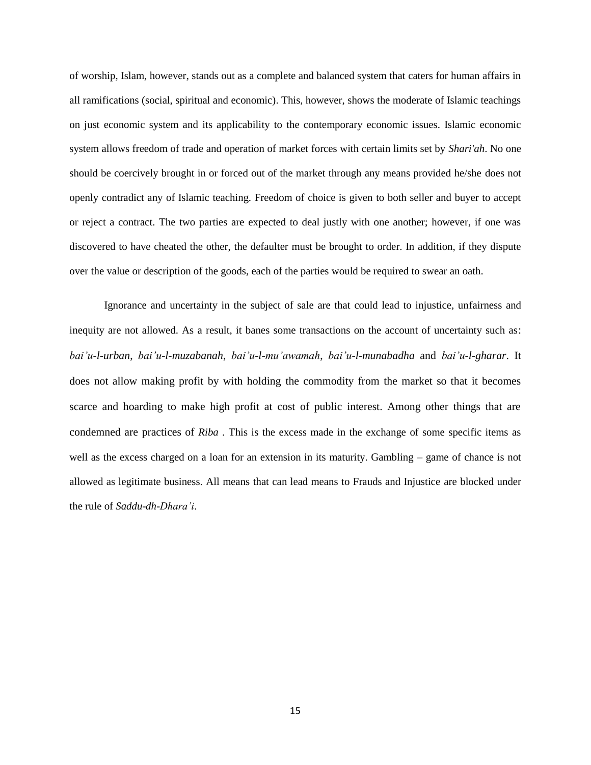of worship, Islam, however, stands out as a complete and balanced system that caters for human affairs in all ramifications (social, spiritual and economic). This, however, shows the moderate of Islamic teachings on just economic system and its applicability to the contemporary economic issues. Islamic economic system allows freedom of trade and operation of market forces with certain limits set by *Shari'ah*. No one should be coercively brought in or forced out of the market through any means provided he/she does not openly contradict any of Islamic teaching. Freedom of choice is given to both seller and buyer to accept or reject a contract. The two parties are expected to deal justly with one another; however, if one was discovered to have cheated the other, the defaulter must be brought to order. In addition, if they dispute over the value or description of the goods, each of the parties would be required to swear an oath.

Ignorance and uncertainty in the subject of sale are that could lead to injustice, unfairness and inequity are not allowed. As a result, it banes some transactions on the account of uncertainty such as: *bai'u-l-urban*, *bai'u-l-muzabanah*, *bai'u-l-mu'awamah*, *bai'u-l-munabadha* and *bai'u-l-gharar*. It does not allow making profit by with holding the commodity from the market so that it becomes scarce and hoarding to make high profit at cost of public interest. Among other things that are condemned are practices of *Riba* . This is the excess made in the exchange of some specific items as well as the excess charged on a loan for an extension in its maturity. Gambling – game of chance is not allowed as legitimate business. All means that can lead means to Frauds and Injustice are blocked under the rule of *Saddu-dh-Dhara'i*.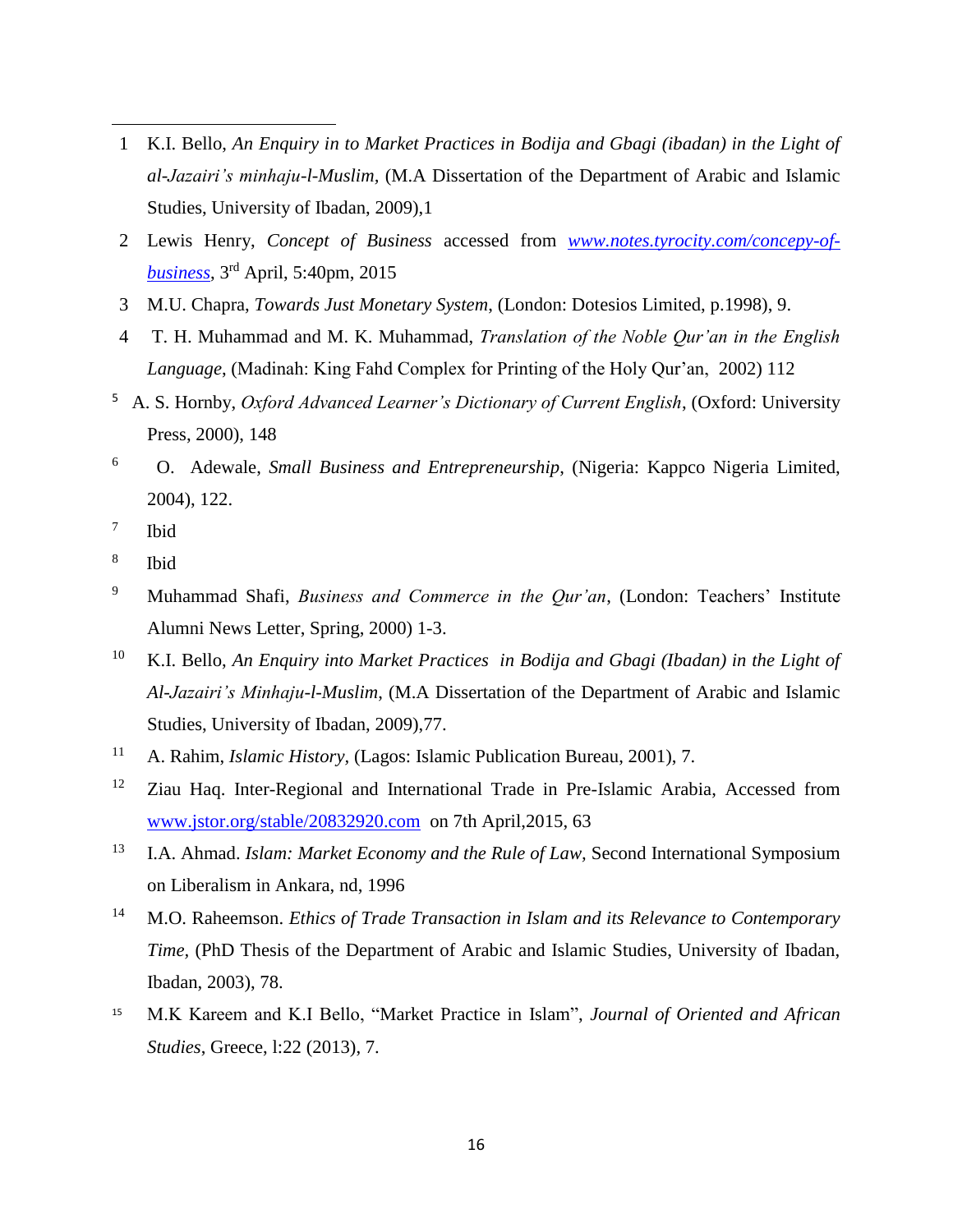1 K.I. Bello, *An Enquiry in to Market Practices in Bodija and Gbagi (ibadan) in the Light of al-Jazairi's minhaju-l-Muslim,* (M.A Dissertation of the Department of Arabic and Islamic Studies, University of Ibadan, 2009),1

2 Lewis Henry, *Concept of Business* accessed from *www.notes.tyrocity.com/concepy-of-business*, 3rd April, 5:40pm, 2015

3 M.U. Chapra, *Towards Just Monetary System,* (London: Dotesios Limited, p.1998), 9.

4 T. H. Muhammad and M. K. Muhammad, *Translation of the Noble Qur'an in the English Language*, (Madinah: King Fahd Complex for Printing of the Holy Qur'an, 2002) 112

5 A. S. Hornby, *Oxford Advanced Learner's Dictionary of Current English*, (Oxford: University Press, 2000), 148

6 O. Adewale, *Small Business and Entrepreneurship*, (Nigeria: Kappco Nigeria Limited, 2004), 122.

7 Ibid

8 Ibid

9 Muhammad Shafi, *Business and Commerce in the Qur'an*, (London: Teachers' Institute Alumni News Letter, Spring, 2000) 1-3.

10 K.I. Bello, *An Enquiry into Market Practices in Bodija and Gbagi (Ibadan) in the Light of Al-Jazairi's Minhaju-l-Muslim*, (M.A Dissertation of the Department of Arabic and Islamic Studies, University of Ibadan, 2009),77.

11 A. Rahim, *Islamic History*, (Lagos: Islamic Publication Bureau, 2001), 7.

12 Ziau Haq. Inter-Regional and International Trade in Pre-Islamic Arabia, Accessed from www.jstor.org/stable/20832920.com on 7th April,2015, 63

13 I.A. Ahmad. *Islam: Market Economy and the Rule of Law,* Second International Symposium on Liberalism in Ankara, nd, 1996

14 M.O. Raheemson. *Ethics of Trade Transaction in Islam and its Relevance to Contemporary Time,* (PhD Thesis of the Department of Arabic and Islamic Studies, University of Ibadan, Ibadan, 2003), 78.

15 M.K Kareem and K.I Bello, "Market Practice in Islam", *Journal of Oriented and African Studies*, Greece, l:22 (2013), 7.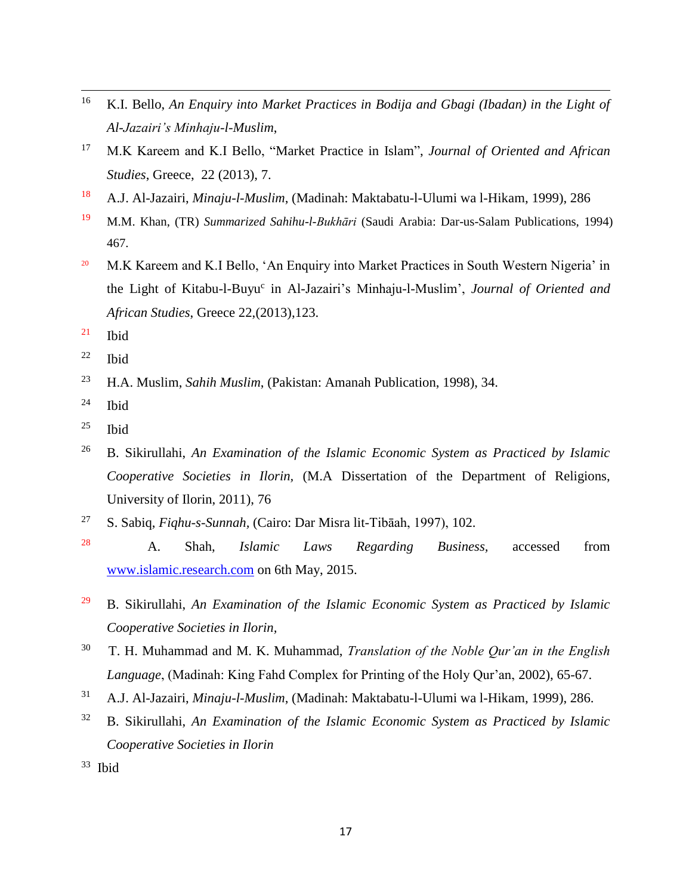[16] K.I. Bello, *An Enquiry into Market Practices in Bodija and Gbagi (Ibadan) in the Light of Al-Jazairi's Minhaju-l-Muslim,*

[17] M.K Kareem and K.I Bello, "Market Practice in Islam", *Journal of Oriented and African Studies*, Greece, 22 (2013), 7.

[18] A.J. Al-Jazairi, *Minaju-l-Muslim*, (Madinah: Maktabatu-l-Ulumi wa l-Hikam, 1999), 286

[19] M.M. Khan, (TR) *Summarized Sahihu-l-Bukhāri* (Saudi Arabia: Dar-us-Salam Publications, 1994) 467.

[20] M.K Kareem and K.I Bello, 'An Enquiry into Market Practices in South Western Nigeria' in the Light of Kitabu-l-Buyu[c] in Al-Jazairi's Minhaju-l-Muslim', *Journal of Oriented and African Studies*, Greece 22,(2013),123.

[21] Ibid

[22] Ibid

[23] H.A. Muslim, *Sahih Muslim*, (Pakistan: Amanah Publication, 1998), 34.

[24] Ibid

[25] Ibid

[26] B. Sikirullahi, *An Examination of the Islamic Economic System as Practiced by Islamic Cooperative Societies in Ilorin,* (M.A Dissertation of the Department of Religions, University of Ilorin, 2011), 76

[27] S. Sabiq, *Fiqhu-s-Sunnah,* (Cairo: Dar Misra lit-Tibāah, 1997), 102.

[28] A. Shah, *Islamic Laws Regarding Business,* accessed from www.islamic.research.com on 6th May, 2015.

[29] B. Sikirullahi, *An Examination of the Islamic Economic System as Practiced by Islamic Cooperative Societies in Ilorin,*

[30] T. H. Muhammad and M. K. Muhammad, *Translation of the Noble Qur'an in the English Language*, (Madinah: King Fahd Complex for Printing of the Holy Qur'an, 2002), 65-67.

[31] A.J. Al-Jazairi, *Minaju-l-Muslim*, (Madinah: Maktabatu-l-Ulumi wa l-Hikam, 1999), 286.

[32] B. Sikirullahi, *An Examination of the Islamic Economic System as Practiced by Islamic Cooperative Societies in Ilorin*

[33] Ibid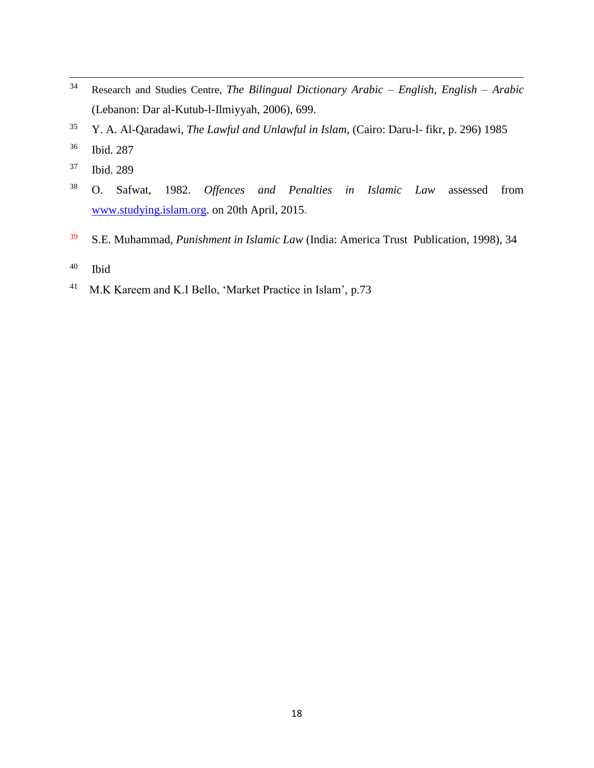[34] Research and Studies Centre, *The Bilingual Dictionary Arabic – English, English – Arabic* (Lebanon: Dar al-Kutub-l-Ilmiyyah, 2006), 699.

[35] Y. A. Al-Qaradawi, *The Lawful and Unlawful in Islam*, (Cairo: Daru-l- fikr, p. 296) 1985

[36] Ibid. 287

[37] Ibid. 289

[38] O. Safwat, 1982. *Offences and Penalties in Islamic Law* assessed from www.studying.islam.org. on 20th April, 2015.

[39] S.E. Muhammad, *Punishment in Islamic Law* (India: America Trust Publication, 1998), 34

[40] Ibid

[41] M.K Kareem and K.I Bello, 'Market Practice in Islam', p.73